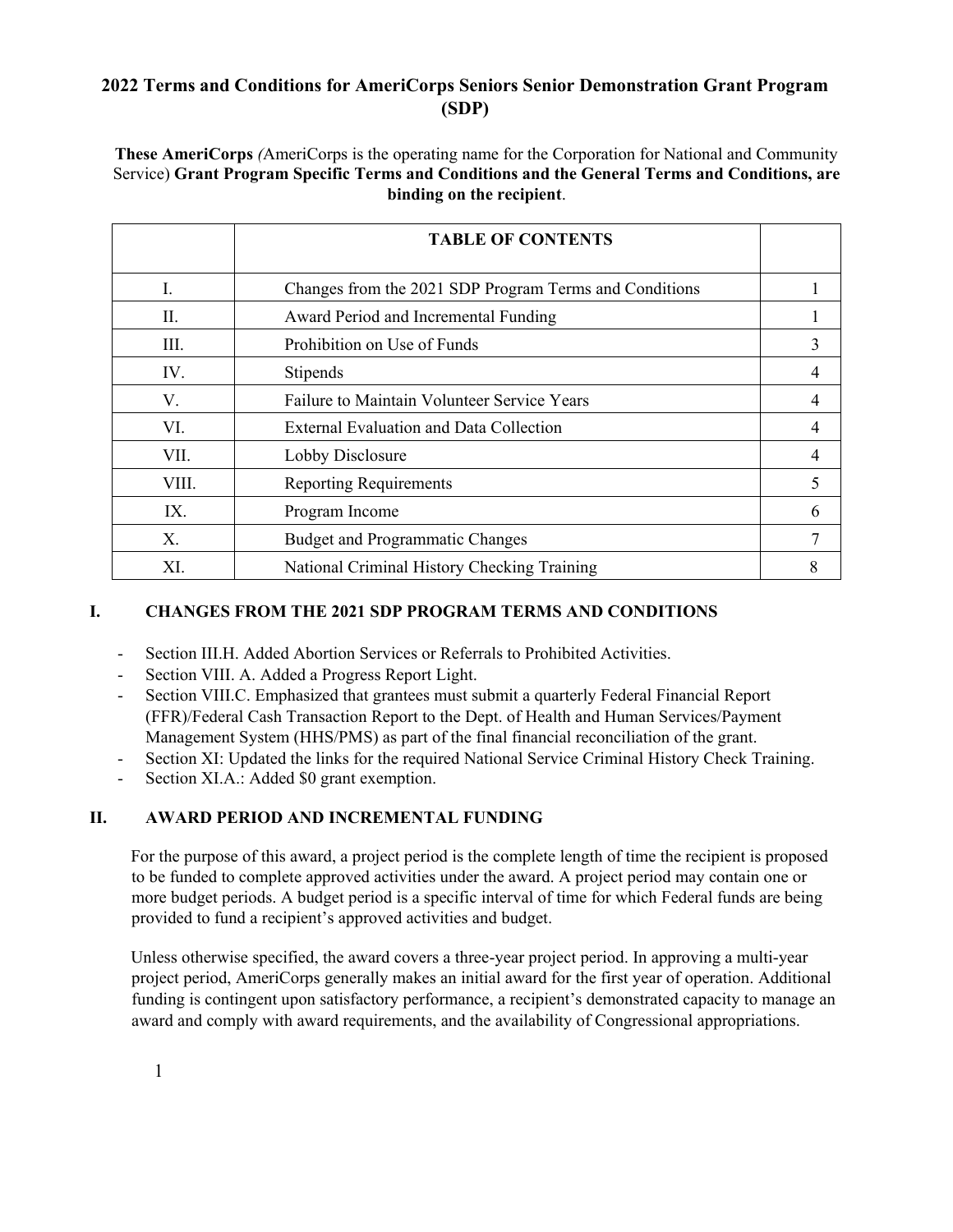# 2022 Terms and Conditions for AmeriCorps Seniors Senior Demonstration Grant Program (SDP)

**These AmeriCorps** *(*AmeriCorps is the operating name for the Corporation for National and Community Service) **Grant Program Specific Terms and Conditions and the General Terms and Conditions, are binding on the recipient**.

| | TABLE OF CONTENTS | |
|---|---|---|
| I. | Changes from the 2021 SDP Program Terms and Conditions | 1 |
| II. | Award Period and Incremental Funding | 1 |
| III. | Prohibition on Use of Funds | 3 |
| IV. | Stipends | 4 |
| V. | Failure to Maintain Volunteer Service Years | 4 |
| VI. | External Evaluation and Data Collection | 4 |
| VII. | Lobby Disclosure | 4 |
| VIII. | Reporting Requirements | 5 |
| IX. | Program Income | 6 |
| X. | Budget and Programmatic Changes | 7 |
| XI. | National Criminal History Checking Training | 8 |

## I. CHANGES FROM THE 2021 SDP PROGRAM TERMS AND CONDITIONS

- Section III.H. Added Abortion Services or Referrals to Prohibited Activities.
- Section VIII. A. Added a Progress Report Light.
- Section VIII.C. Emphasized that grantees must submit a quarterly Federal Financial Report (FFR)/Federal Cash Transaction Report to the Dept. of Health and Human Services/Payment Management System (HHS/PMS) as part of the final financial reconciliation of the grant.
- Section XI: Updated the links for the required National Service Criminal History Check Training.
- Section XI.A.: Added $0 grant exemption.

## II. AWARD PERIOD AND INCREMENTAL FUNDING

For the purpose of this award, a project period is the complete length of time the recipient is proposed to be funded to complete approved activities under the award. A project period may contain one or more budget periods. A budget period is a specific interval of time for which Federal funds are being provided to fund a recipient's approved activities and budget.

Unless otherwise specified, the award covers a three-year project period. In approving a multi-year project period, AmeriCorps generally makes an initial award for the first year of operation. Additional funding is contingent upon satisfactory performance, a recipient's demonstrated capacity to manage an award and comply with award requirements, and the availability of Congressional appropriations.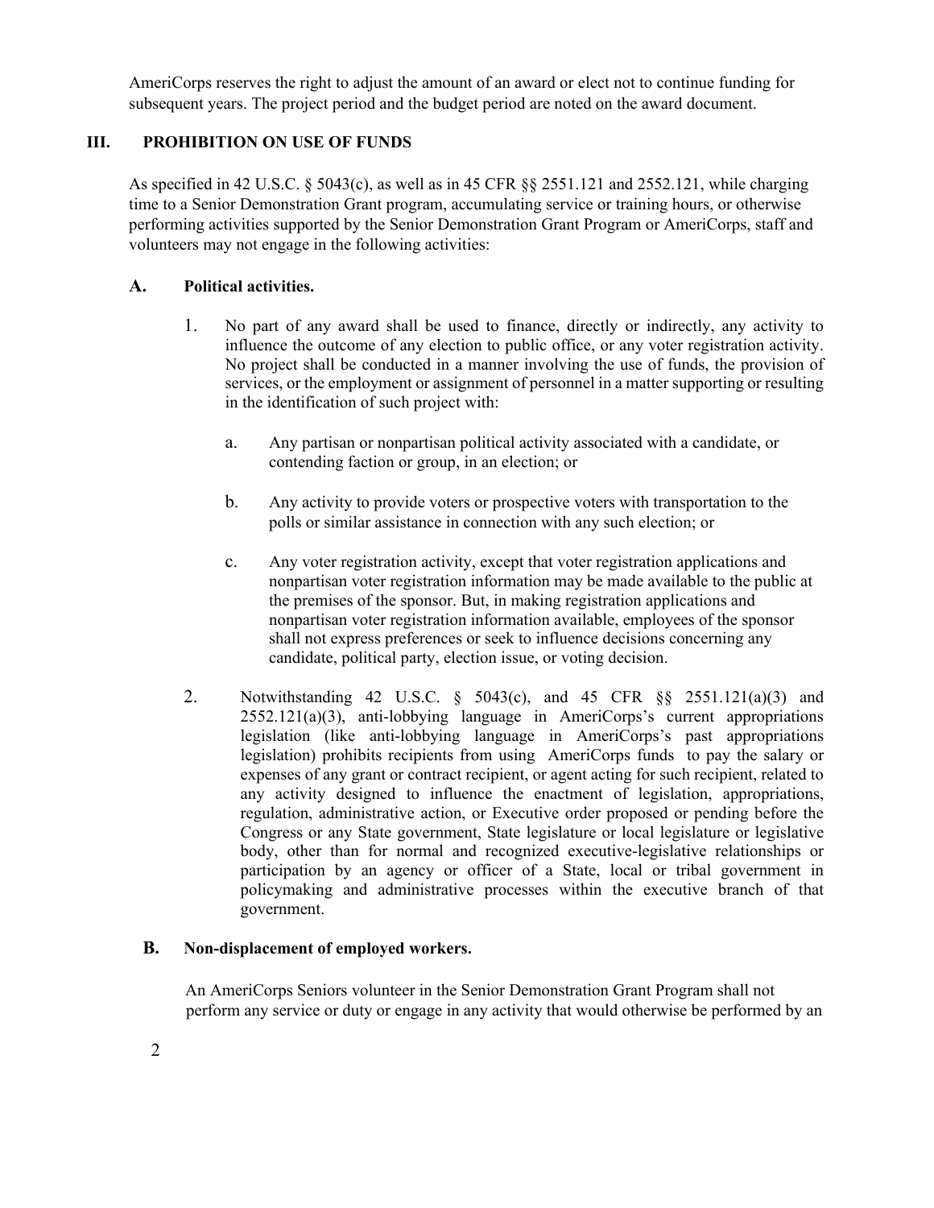AmeriCorps reserves the right to adjust the amount of an award or elect not to continue funding for subsequent years. The project period and the budget period are noted on the award document.

## III. PROHIBITION ON USE OF FUNDS

As specified in 42 U.S.C. § 5043(c), as well as in 45 CFR §§ 2551.121 and 2552.121, while charging time to a Senior Demonstration Grant program, accumulating service or training hours, or otherwise performing activities supported by the Senior Demonstration Grant Program or AmeriCorps, staff and volunteers may not engage in the following activities:

### A. Political activities.

1. No part of any award shall be used to finance, directly or indirectly, any activity to influence the outcome of any election to public office, or any voter registration activity. No project shall be conducted in a manner involving the use of funds, the provision of services, or the employment or assignment of personnel in a matter supporting or resulting in the identification of such project with:

   a. Any partisan or nonpartisan political activity associated with a candidate, or contending faction or group, in an election; or

   b. Any activity to provide voters or prospective voters with transportation to the polls or similar assistance in connection with any such election; or

   c. Any voter registration activity, except that voter registration applications and nonpartisan voter registration information may be made available to the public at the premises of the sponsor. But, in making registration applications and nonpartisan voter registration information available, employees of the sponsor shall not express preferences or seek to influence decisions concerning any candidate, political party, election issue, or voting decision.

2. Notwithstanding 42 U.S.C. § 5043(c), and 45 CFR §§ 2551.121(a)(3) and 2552.121(a)(3), anti-lobbying language in AmeriCorps's current appropriations legislation (like anti-lobbying language in AmeriCorps's past appropriations legislation) prohibits recipients from using AmeriCorps funds to pay the salary or expenses of any grant or contract recipient, or agent acting for such recipient, related to any activity designed to influence the enactment of legislation, appropriations, regulation, administrative action, or Executive order proposed or pending before the Congress or any State government, State legislature or local legislature or legislative body, other than for normal and recognized executive-legislative relationships or participation by an agency or officer of a State, local or tribal government in policymaking and administrative processes within the executive branch of that government.

### B. Non-displacement of employed workers.

An AmeriCorps Seniors volunteer in the Senior Demonstration Grant Program shall not perform any service or duty or engage in any activity that would otherwise be performed by an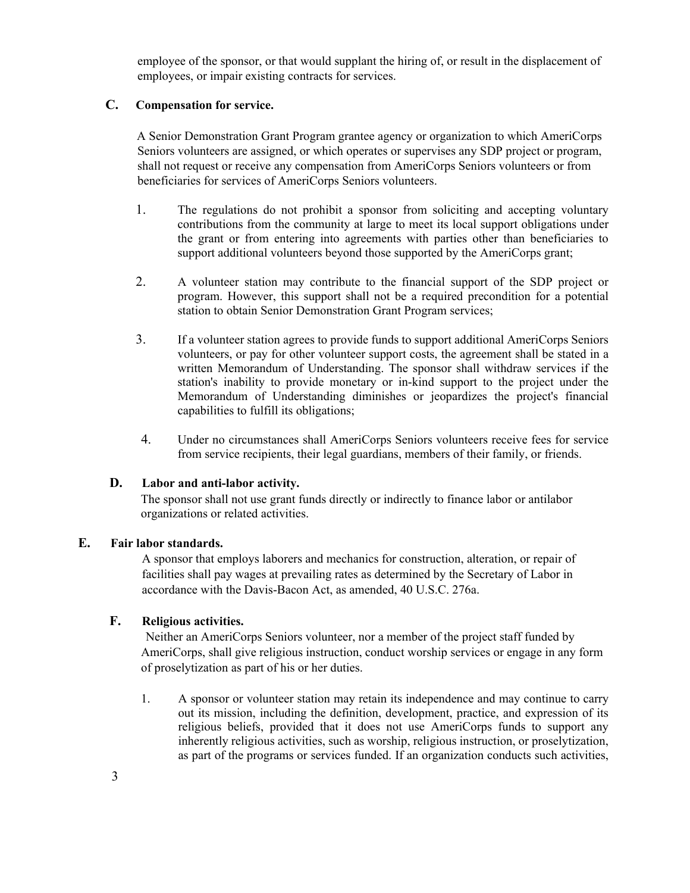employee of the sponsor, or that would supplant the hiring of, or result in the displacement of employees, or impair existing contracts for services.

### C. Compensation for service.

A Senior Demonstration Grant Program grantee agency or organization to which AmeriCorps Seniors volunteers are assigned, or which operates or supervises any SDP project or program, shall not request or receive any compensation from AmeriCorps Seniors volunteers or from beneficiaries for services of AmeriCorps Seniors volunteers.

1. The regulations do not prohibit a sponsor from soliciting and accepting voluntary contributions from the community at large to meet its local support obligations under the grant or from entering into agreements with parties other than beneficiaries to support additional volunteers beyond those supported by the AmeriCorps grant;

2. A volunteer station may contribute to the financial support of the SDP project or program. However, this support shall not be a required precondition for a potential station to obtain Senior Demonstration Grant Program services;

3. If a volunteer station agrees to provide funds to support additional AmeriCorps Seniors volunteers, or pay for other volunteer support costs, the agreement shall be stated in a written Memorandum of Understanding. The sponsor shall withdraw services if the station's inability to provide monetary or in-kind support to the project under the Memorandum of Understanding diminishes or jeopardizes the project's financial capabilities to fulfill its obligations;

4. Under no circumstances shall AmeriCorps Seniors volunteers receive fees for service from service recipients, their legal guardians, members of their family, or friends.

### D. Labor and anti-labor activity.

The sponsor shall not use grant funds directly or indirectly to finance labor or antilabor organizations or related activities.

### E. Fair labor standards.

A sponsor that employs laborers and mechanics for construction, alteration, or repair of facilities shall pay wages at prevailing rates as determined by the Secretary of Labor in accordance with the Davis-Bacon Act, as amended, 40 U.S.C. 276a.

### F. Religious activities.

Neither an AmeriCorps Seniors volunteer, nor a member of the project staff funded by AmeriCorps, shall give religious instruction, conduct worship services or engage in any form of proselytization as part of his or her duties.

1. A sponsor or volunteer station may retain its independence and may continue to carry out its mission, including the definition, development, practice, and expression of its religious beliefs, provided that it does not use AmeriCorps funds to support any inherently religious activities, such as worship, religious instruction, or proselytization, as part of the programs or services funded. If an organization conducts such activities,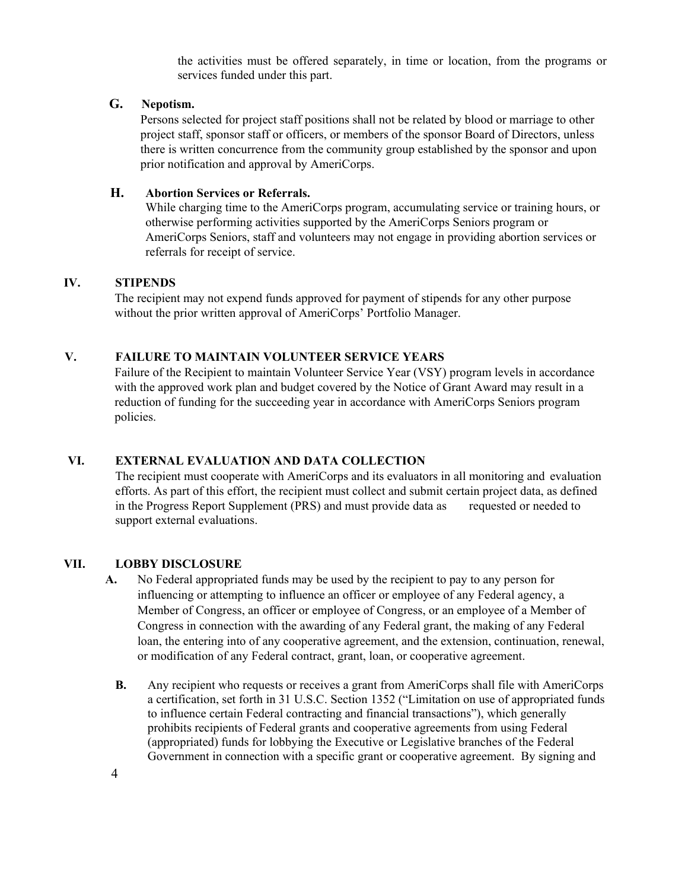the activities must be offered separately, in time or location, from the programs or services funded under this part.

**G. Nepotism.**

Persons selected for project staff positions shall not be related by blood or marriage to other project staff, sponsor staff or officers, or members of the sponsor Board of Directors, unless there is written concurrence from the community group established by the sponsor and upon prior notification and approval by AmeriCorps.

**H. Abortion Services or Referrals.**

While charging time to the AmeriCorps program, accumulating service or training hours, or otherwise performing activities supported by the AmeriCorps Seniors program or AmeriCorps Seniors, staff and volunteers may not engage in providing abortion services or referrals for receipt of service.

## IV. STIPENDS

The recipient may not expend funds approved for payment of stipends for any other purpose without the prior written approval of AmeriCorps' Portfolio Manager.

## V. FAILURE TO MAINTAIN VOLUNTEER SERVICE YEARS

Failure of the Recipient to maintain Volunteer Service Year (VSY) program levels in accordance with the approved work plan and budget covered by the Notice of Grant Award may result in a reduction of funding for the succeeding year in accordance with AmeriCorps Seniors program policies.

## VI. EXTERNAL EVALUATION AND DATA COLLECTION

The recipient must cooperate with AmeriCorps and its evaluators in all monitoring and evaluation efforts. As part of this effort, the recipient must collect and submit certain project data, as defined in the Progress Report Supplement (PRS) and must provide data as requested or needed to support external evaluations.

## VII. LOBBY DISCLOSURE

**A.** No Federal appropriated funds may be used by the recipient to pay to any person for influencing or attempting to influence an officer or employee of any Federal agency, a Member of Congress, an officer or employee of Congress, or an employee of a Member of Congress in connection with the awarding of any Federal grant, the making of any Federal loan, the entering into of any cooperative agreement, and the extension, continuation, renewal, or modification of any Federal contract, grant, loan, or cooperative agreement.

**B.** Any recipient who requests or receives a grant from AmeriCorps shall file with AmeriCorps a certification, set forth in 31 U.S.C. Section 1352 ("Limitation on use of appropriated funds to influence certain Federal contracting and financial transactions"), which generally prohibits recipients of Federal grants and cooperative agreements from using Federal (appropriated) funds for lobbying the Executive or Legislative branches of the Federal Government in connection with a specific grant or cooperative agreement. By signing and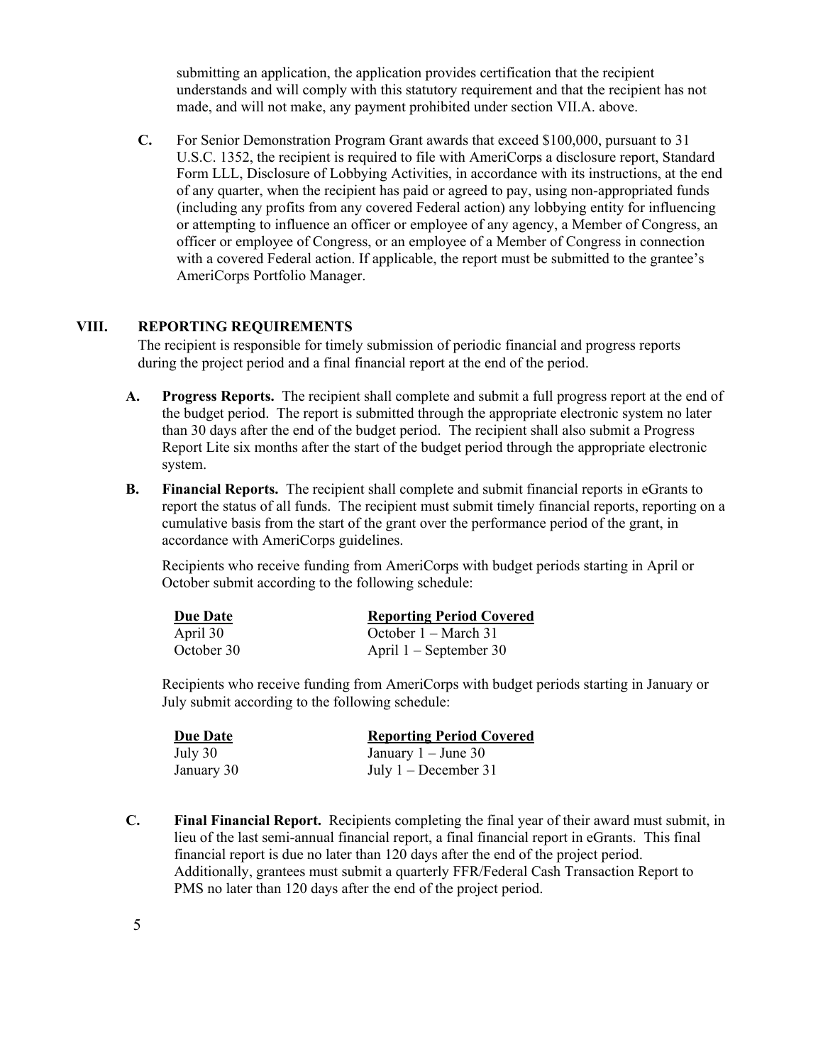submitting an application, the application provides certification that the recipient understands and will comply with this statutory requirement and that the recipient has not made, and will not make, any payment prohibited under section VII.A. above.

**C.** For Senior Demonstration Program Grant awards that exceed $100,000, pursuant to 31 U.S.C. 1352, the recipient is required to file with AmeriCorps a disclosure report, Standard Form LLL, Disclosure of Lobbying Activities, in accordance with its instructions, at the end of any quarter, when the recipient has paid or agreed to pay, using non-appropriated funds (including any profits from any covered Federal action) any lobbying entity for influencing or attempting to influence an officer or employee of any agency, a Member of Congress, an officer or employee of Congress, or an employee of a Member of Congress in connection with a covered Federal action. If applicable, the report must be submitted to the grantee's AmeriCorps Portfolio Manager.

## VIII. REPORTING REQUIREMENTS

The recipient is responsible for timely submission of periodic financial and progress reports during the project period and a final financial report at the end of the period.

**A. Progress Reports.** The recipient shall complete and submit a full progress report at the end of the budget period. The report is submitted through the appropriate electronic system no later than 30 days after the end of the budget period. The recipient shall also submit a Progress Report Lite six months after the start of the budget period through the appropriate electronic system.

**B. Financial Reports.** The recipient shall complete and submit financial reports in eGrants to report the status of all funds. The recipient must submit timely financial reports, reporting on a cumulative basis from the start of the grant over the performance period of the grant, in accordance with AmeriCorps guidelines.

Recipients who receive funding from AmeriCorps with budget periods starting in April or October submit according to the following schedule:

| Due Date | Reporting Period Covered |
|---|---|
| April 30 | October 1 – March 31 |
| October 30 | April 1 – September 30 |

Recipients who receive funding from AmeriCorps with budget periods starting in January or July submit according to the following schedule:

| Due Date | Reporting Period Covered |
|---|---|
| July 30 | January 1 – June 30 |
| January 30 | July 1 – December 31 |

**C. Final Financial Report.** Recipients completing the final year of their award must submit, in lieu of the last semi-annual financial report, a final financial report in eGrants. This final financial report is due no later than 120 days after the end of the project period. Additionally, grantees must submit a quarterly FFR/Federal Cash Transaction Report to PMS no later than 120 days after the end of the project period.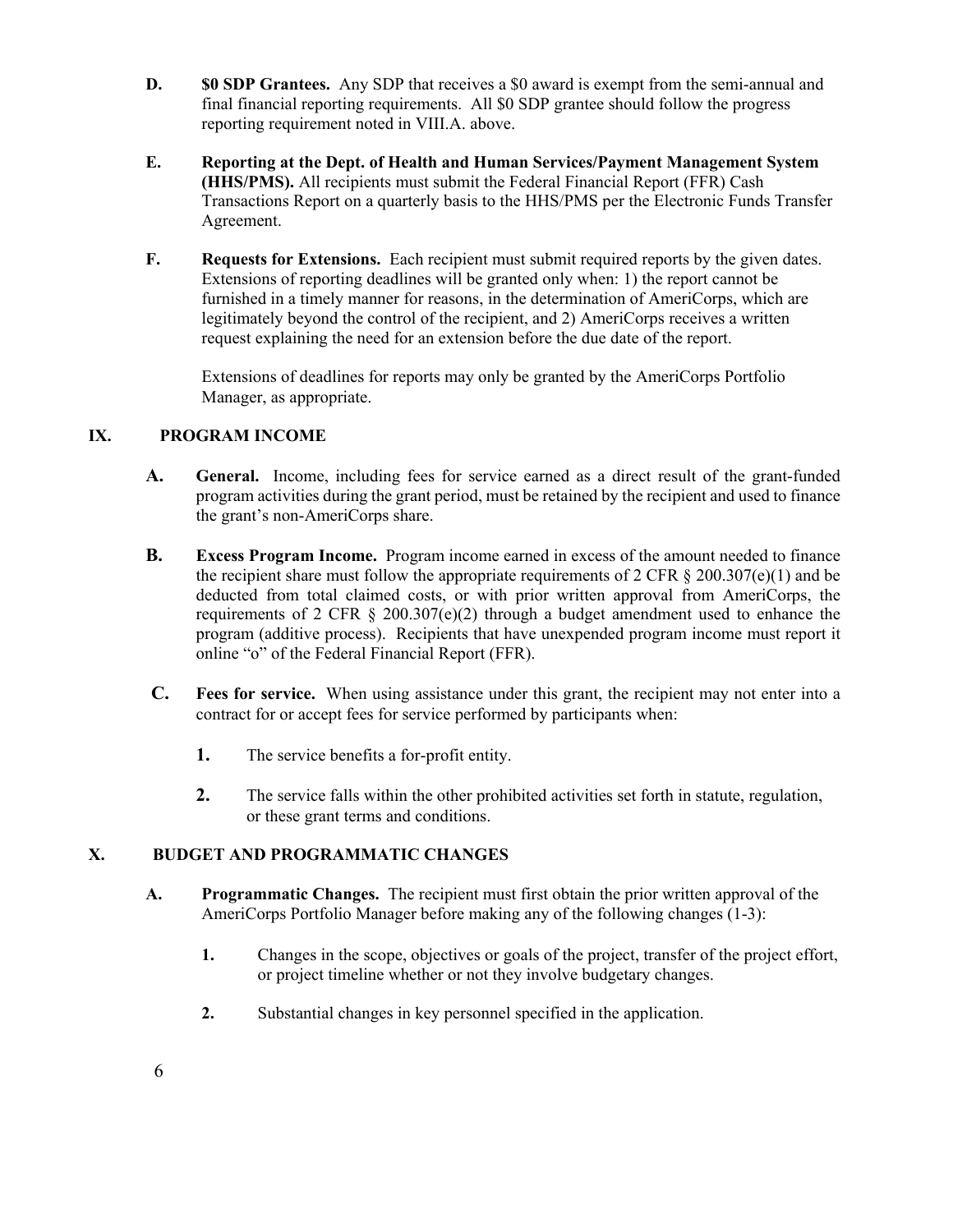**D. $0 SDP Grantees.** Any SDP that receives a $0 award is exempt from the semi-annual and final financial reporting requirements. All $0 SDP grantee should follow the progress reporting requirement noted in VIII.A. above.

**E. Reporting at the Dept. of Health and Human Services/Payment Management System (HHS/PMS).** All recipients must submit the Federal Financial Report (FFR) Cash Transactions Report on a quarterly basis to the HHS/PMS per the Electronic Funds Transfer Agreement.

**F. Requests for Extensions.** Each recipient must submit required reports by the given dates. Extensions of reporting deadlines will be granted only when: 1) the report cannot be furnished in a timely manner for reasons, in the determination of AmeriCorps, which are legitimately beyond the control of the recipient, and 2) AmeriCorps receives a written request explaining the need for an extension before the due date of the report.

Extensions of deadlines for reports may only be granted by the AmeriCorps Portfolio Manager, as appropriate.

## IX. PROGRAM INCOME

**A. General.** Income, including fees for service earned as a direct result of the grant-funded program activities during the grant period, must be retained by the recipient and used to finance the grant's non-AmeriCorps share.

**B. Excess Program Income.** Program income earned in excess of the amount needed to finance the recipient share must follow the appropriate requirements of 2 CFR § 200.307(e)(1) and be deducted from total claimed costs, or with prior written approval from AmeriCorps, the requirements of 2 CFR § 200.307(e)(2) through a budget amendment used to enhance the program (additive process). Recipients that have unexpended program income must report it online "o" of the Federal Financial Report (FFR).

**C. Fees for service.** When using assistance under this grant, the recipient may not enter into a contract for or accept fees for service performed by participants when:

1. The service benefits a for-profit entity.
2. The service falls within the other prohibited activities set forth in statute, regulation, or these grant terms and conditions.

## X. BUDGET AND PROGRAMMATIC CHANGES

**A. Programmatic Changes.** The recipient must first obtain the prior written approval of the AmeriCorps Portfolio Manager before making any of the following changes (1-3):

1. Changes in the scope, objectives or goals of the project, transfer of the project effort, or project timeline whether or not they involve budgetary changes.
2. Substantial changes in key personnel specified in the application.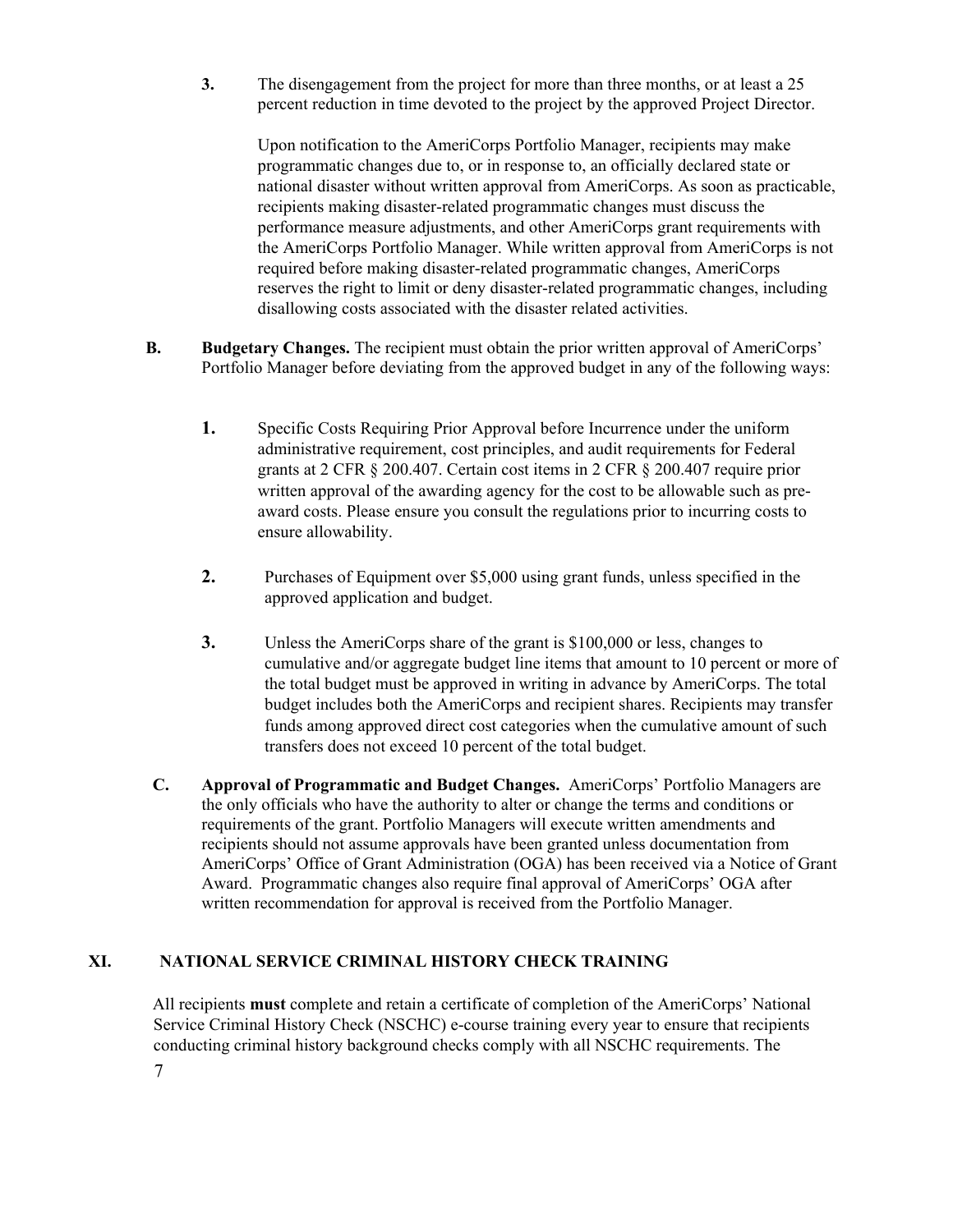3. The disengagement from the project for more than three months, or at least a 25 percent reduction in time devoted to the project by the approved Project Director.

   Upon notification to the AmeriCorps Portfolio Manager, recipients may make programmatic changes due to, or in response to, an officially declared state or national disaster without written approval from AmeriCorps. As soon as practicable, recipients making disaster-related programmatic changes must discuss the performance measure adjustments, and other AmeriCorps grant requirements with the AmeriCorps Portfolio Manager. While written approval from AmeriCorps is not required before making disaster-related programmatic changes, AmeriCorps reserves the right to limit or deny disaster-related programmatic changes, including disallowing costs associated with the disaster related activities.

**B. Budgetary Changes.** The recipient must obtain the prior written approval of AmeriCorps' Portfolio Manager before deviating from the approved budget in any of the following ways:

1. Specific Costs Requiring Prior Approval before Incurrence under the uniform administrative requirement, cost principles, and audit requirements for Federal grants at 2 CFR § 200.407. Certain cost items in 2 CFR § 200.407 require prior written approval of the awarding agency for the cost to be allowable such as pre-award costs. Please ensure you consult the regulations prior to incurring costs to ensure allowability.

2. Purchases of Equipment over $5,000 using grant funds, unless specified in the approved application and budget.

3. Unless the AmeriCorps share of the grant is $100,000 or less, changes to cumulative and/or aggregate budget line items that amount to 10 percent or more of the total budget must be approved in writing in advance by AmeriCorps. The total budget includes both the AmeriCorps and recipient shares. Recipients may transfer funds among approved direct cost categories when the cumulative amount of such transfers does not exceed 10 percent of the total budget.

**C. Approval of Programmatic and Budget Changes.** AmeriCorps' Portfolio Managers are the only officials who have the authority to alter or change the terms and conditions or requirements of the grant. Portfolio Managers will execute written amendments and recipients should not assume approvals have been granted unless documentation from AmeriCorps' Office of Grant Administration (OGA) has been received via a Notice of Grant Award. Programmatic changes also require final approval of AmeriCorps' OGA after written recommendation for approval is received from the Portfolio Manager.

## XI. NATIONAL SERVICE CRIMINAL HISTORY CHECK TRAINING

All recipients **must** complete and retain a certificate of completion of the AmeriCorps' National Service Criminal History Check (NSCHC) e-course training every year to ensure that recipients conducting criminal history background checks comply with all NSCHC requirements. The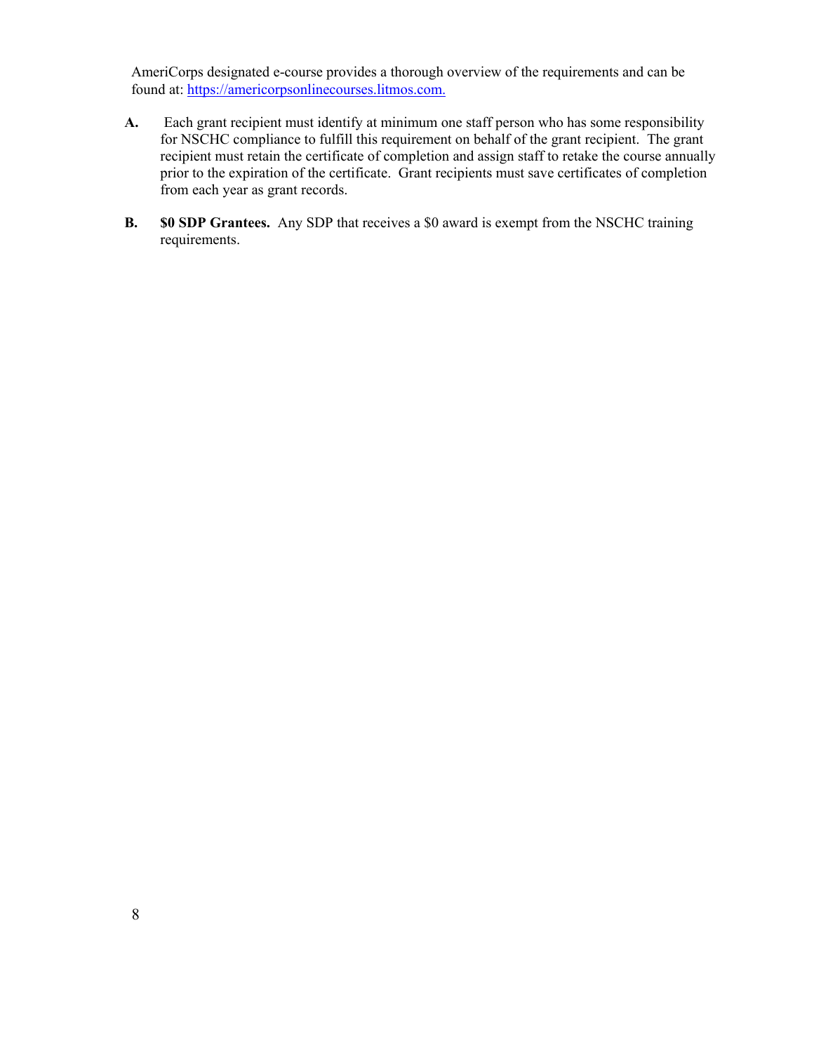AmeriCorps designated e-course provides a thorough overview of the requirements and can be found at: https://americorpsonlinecourses.litmos.com.

**A.** Each grant recipient must identify at minimum one staff person who has some responsibility for NSCHC compliance to fulfill this requirement on behalf of the grant recipient. The grant recipient must retain the certificate of completion and assign staff to retake the course annually prior to the expiration of the certificate. Grant recipients must save certificates of completion from each year as grant records.

**B.** **$0 SDP Grantees.** Any SDP that receives a $0 award is exempt from the NSCHC training requirements.